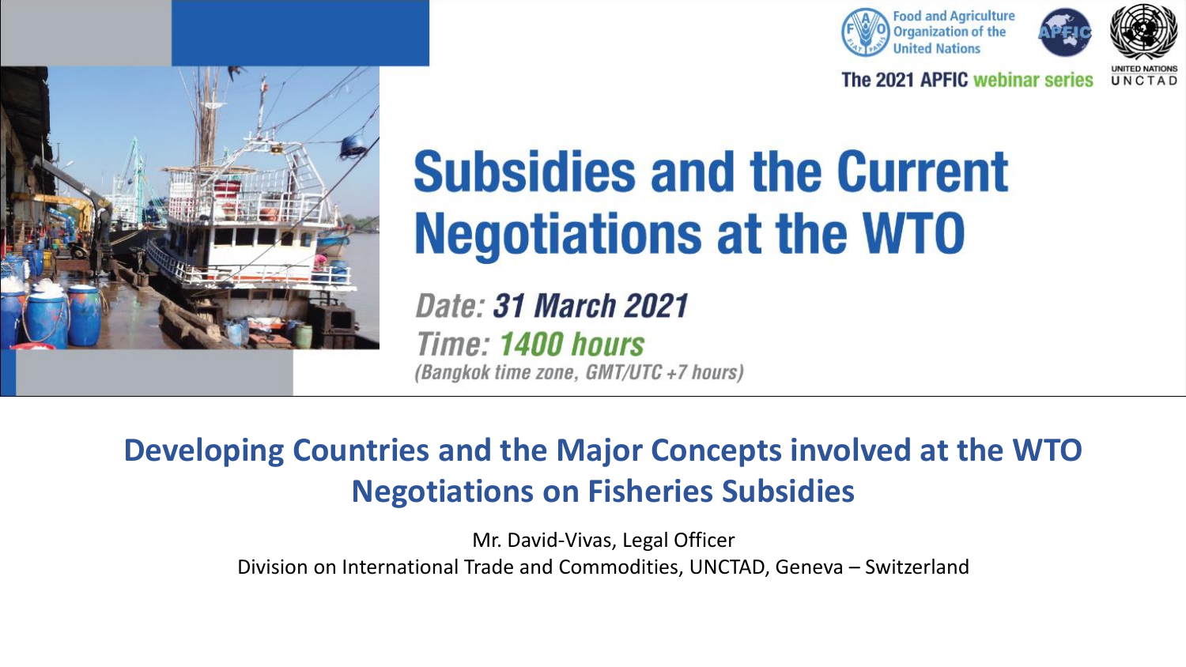Food and Agriculture Organization of the United Nations

The 2021 APFIC webinar series

UNITED NATIONS UNCTAD

# Subsidies and the Current Negotiations at the WTO

*Date:* ***31 March 2021***

*Time:* ***1400 hours***

*(Bangkok time zone, GMT/UTC +7 hours)*

## Developing Countries and the Major Concepts involved at the WTO Negotiations on Fisheries Subsidies

Mr. David-Vivas, Legal Officer

Division on International Trade and Commodities, UNCTAD, Geneva – Switzerland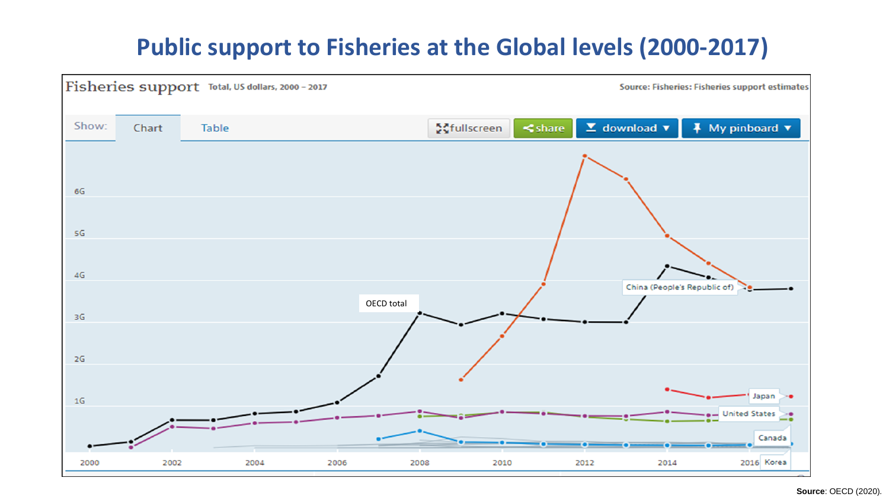# Public support to Fisheries at the Global levels (2000-2017)

Fisheries support Total, US dollars, 2000 – 2017

Source: Fisheries: Fisheries support estimates

Show: Chart Table

fullscreen share download My pinboard

6G
5G
4G
3G
2G
1G

2000 2002 2004 2006 2008 2010 2012 2014 2016

OECD total

China (People's Republic of)

Japan

United States

Canada

Korea

**Source**: OECD (2020).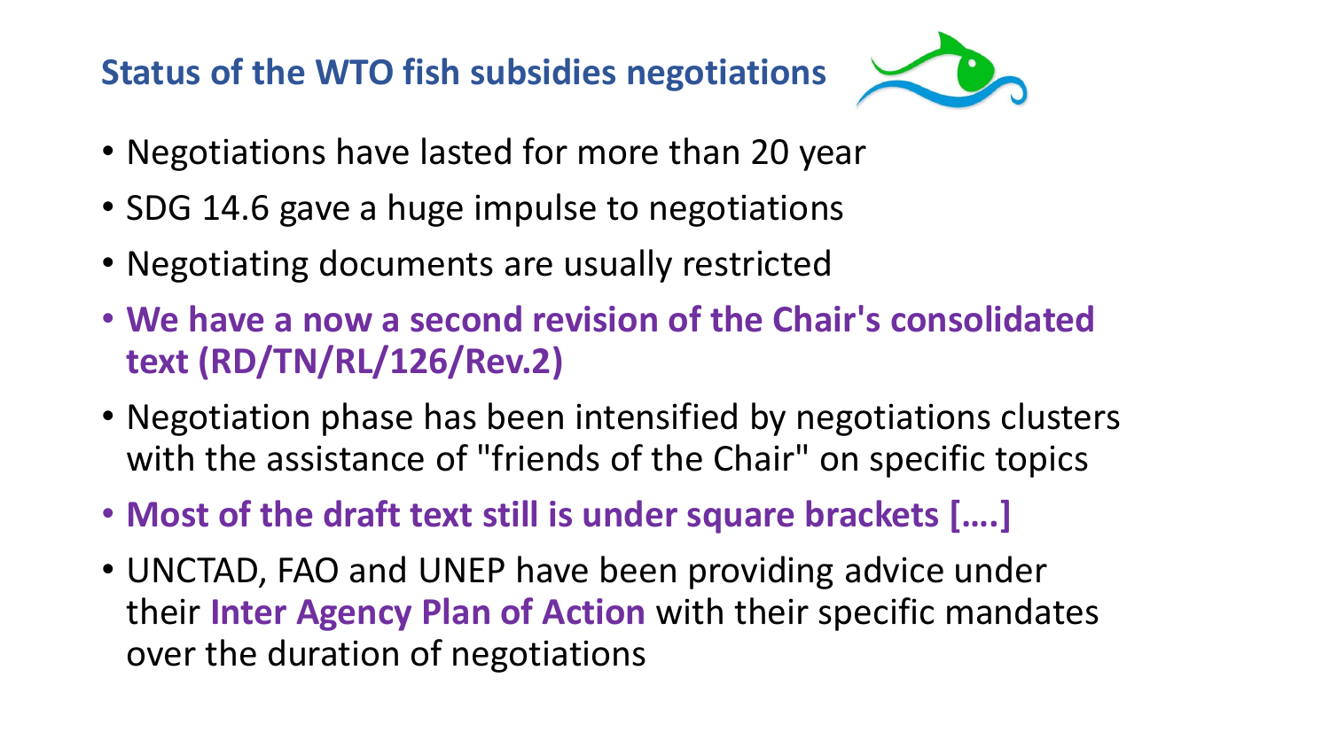## Status of the WTO fish subsidies negotiations

- Negotiations have lasted for more than 20 year
- SDG 14.6 gave a huge impulse to negotiations
- Negotiating documents are usually restricted
- **We have a now a second revision of the Chair's consolidated text (RD/TN/RL/126/Rev.2)**
- Negotiation phase has been intensified by negotiations clusters with the assistance of "friends of the Chair" on specific topics
- **Most of the draft text still is under square brackets [....]**
- UNCTAD, FAO and UNEP have been providing advice under their **Inter Agency Plan of Action** with their specific mandates over the duration of negotiations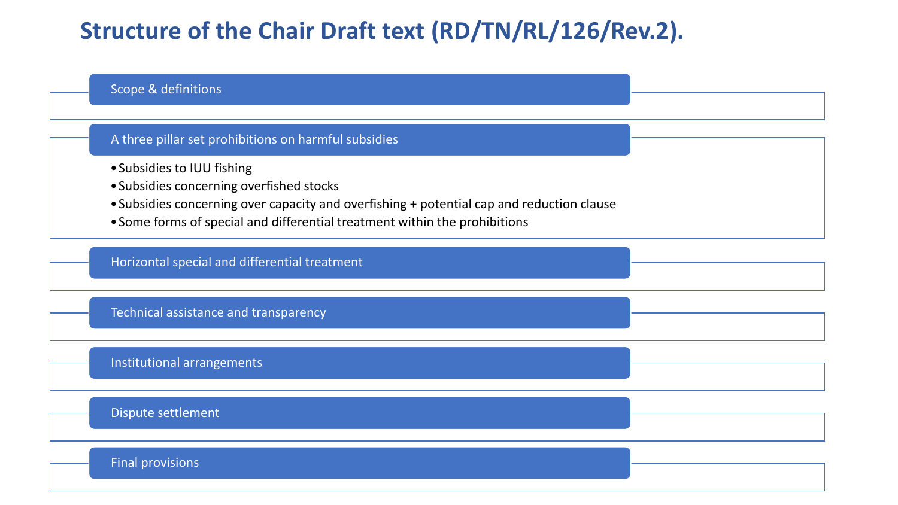# Structure of the Chair Draft text (RD/TN/RL/126/Rev.2).

- Scope & definitions
- A three pillar set prohibitions on harmful subsidies
  - Subsidies to IUU fishing
  - Subsidies concerning overfished stocks
  - Subsidies concerning over capacity and overfishing + potential cap and reduction clause
  - Some forms of special and differential treatment within the prohibitions
- Horizontal special and differential treatment
- Technical assistance and transparency
- Institutional arrangements
- Dispute settlement
- Final provisions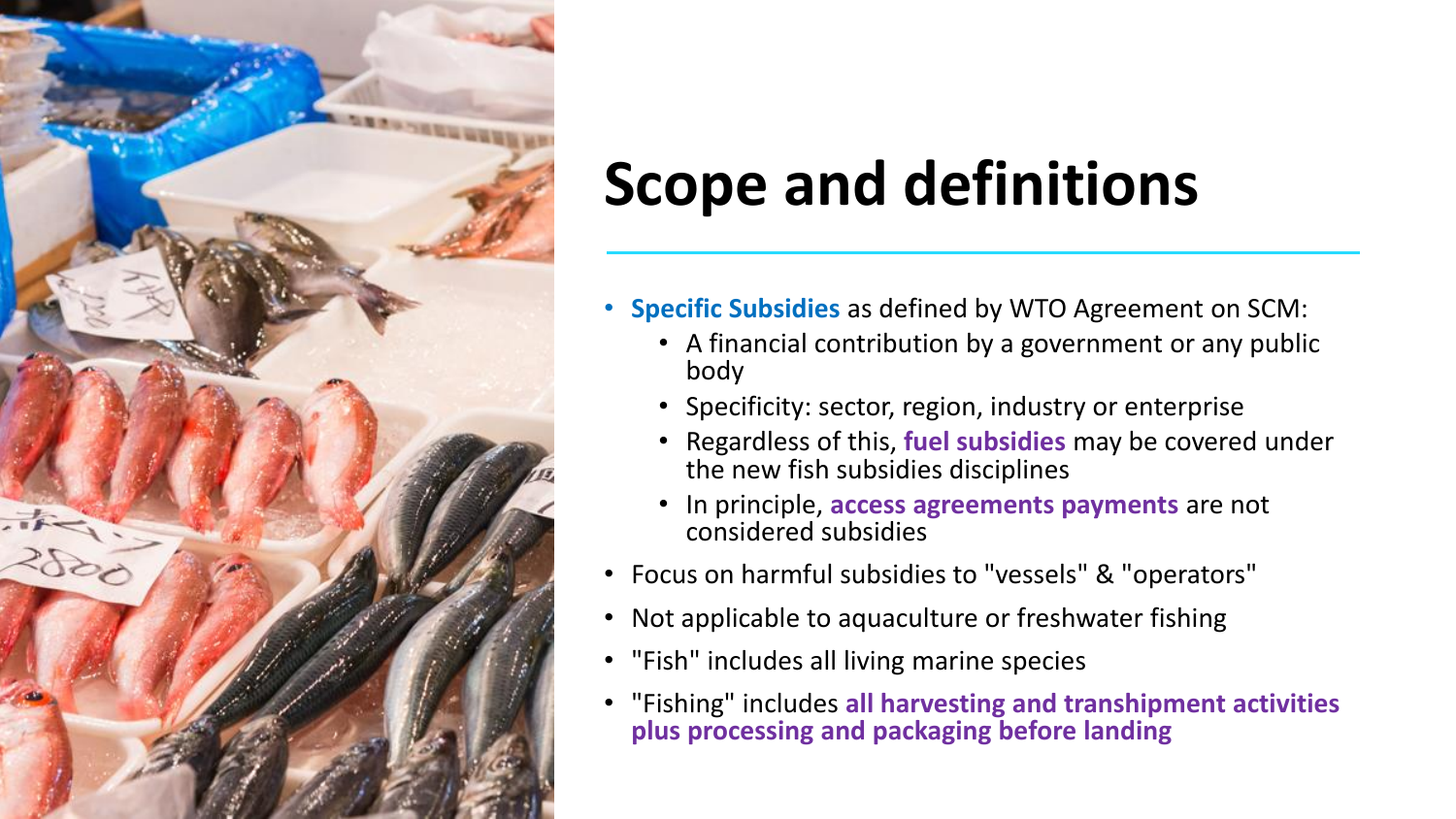# Scope and definitions

- **Specific Subsidies** as defined by WTO Agreement on SCM:
  - A financial contribution by a government or any public body
  - Specificity: sector, region, industry or enterprise
  - Regardless of this, **fuel subsidies** may be covered under the new fish subsidies disciplines
  - In principle, **access agreements payments** are not considered subsidies
- Focus on harmful subsidies to "vessels" & "operators"
- Not applicable to aquaculture or freshwater fishing
- "Fish" includes all living marine species
- "Fishing" includes **all harvesting and transhipment activities plus processing and packaging before landing**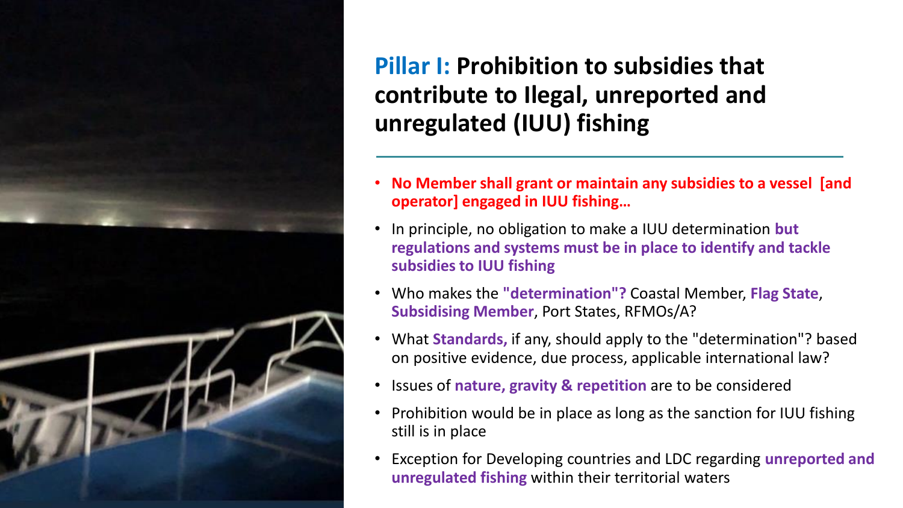## **Pillar I:** Prohibition to subsidies that contribute to Ilegal, unreported and unregulated (IUU) fishing

- **No Member shall grant or maintain any subsidies to a vessel [and operator] engaged in IUU fishing…**
- In principle, no obligation to make a IUU determination **but regulations and systems must be in place to identify and tackle subsidies to IUU fishing**
- Who makes the **"determination"?** Coastal Member, **Flag State**, **Subsidising Member**, Port States, RFMOs/A?
- What **Standards,** if any, should apply to the "determination"? based on positive evidence, due process, applicable international law?
- Issues of **nature, gravity & repetition** are to be considered
- Prohibition would be in place as long as the sanction for IUU fishing still is in place
- Exception for Developing countries and LDC regarding **unreported and unregulated fishing** within their territorial waters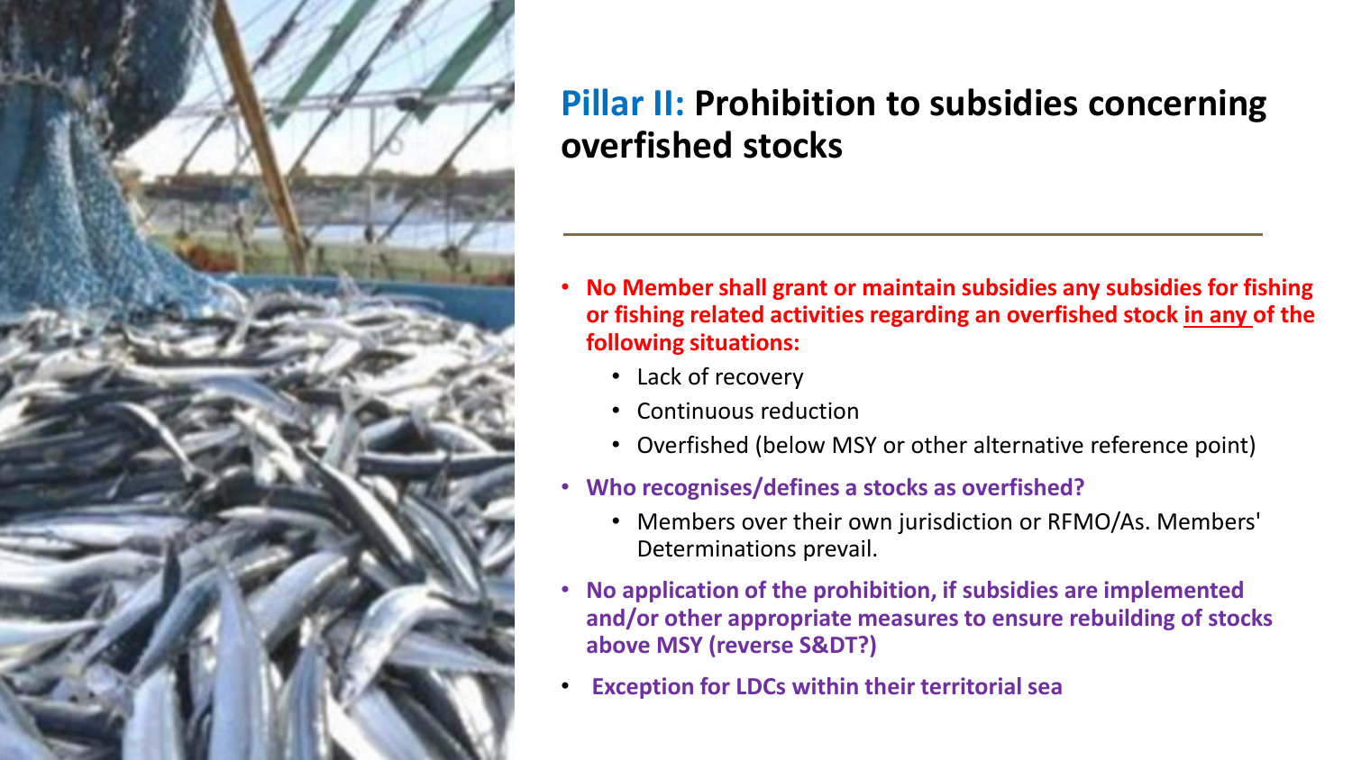## Pillar II: Prohibition to subsidies concerning overfished stocks

- **No Member shall grant or maintain subsidies any subsidies for fishing or fishing related activities regarding an overfished stock <u>in any</u> of the following situations:**
  - Lack of recovery
  - Continuous reduction
  - Overfished (below MSY or other alternative reference point)
- **Who recognises/defines a stocks as overfished?**
  - Members over their own jurisdiction or RFMO/As. Members' Determinations prevail.
- **No application of the prohibition, if subsidies are implemented and/or other appropriate measures to ensure rebuilding of stocks above MSY (reverse S&DT?)**
- **Exception for LDCs within their territorial sea**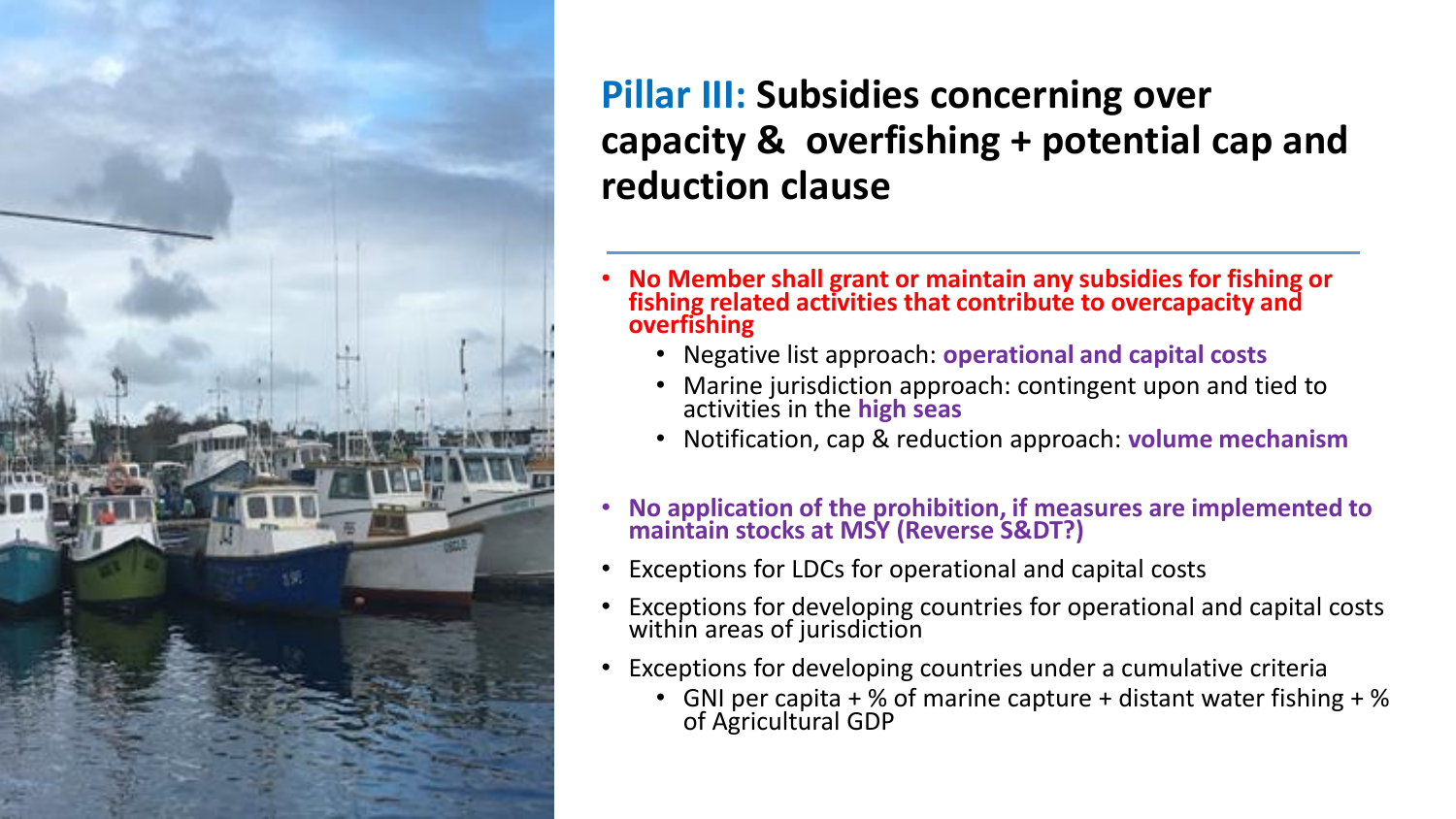## **Pillar III:** Subsidies concerning over capacity & overfishing + potential cap and reduction clause

- **No Member shall grant or maintain any subsidies for fishing or fishing related activities that contribute to overcapacity and overfishing**
  - Negative list approach: **operational and capital costs**
  - Marine jurisdiction approach: contingent upon and tied to activities in the **high seas**
  - Notification, cap & reduction approach: **volume mechanism**
- **No application of the prohibition, if measures are implemented to maintain stocks at MSY (Reverse S&DT?)**
- Exceptions for LDCs for operational and capital costs
- Exceptions for developing countries for operational and capital costs within areas of jurisdiction
- Exceptions for developing countries under a cumulative criteria
  - GNI per capita + % of marine capture + distant water fishing + % of Agricultural GDP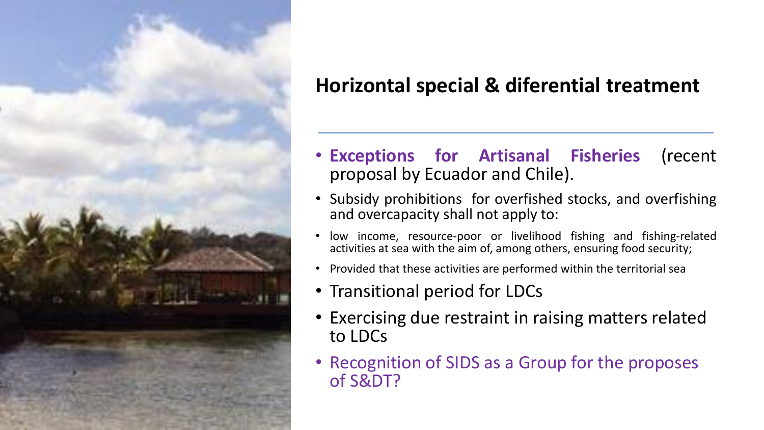## Horizontal special & diferential treatment

- **Exceptions for Artisanal Fisheries** (recent proposal by Ecuador and Chile).
- Subsidy prohibitions for overfished stocks, and overfishing and overcapacity shall not apply to:
- low income, resource-poor or livelihood fishing and fishing-related activities at sea with the aim of, among others, ensuring food security;
- Provided that these activities are performed within the territorial sea
- Transitional period for LDCs
- Exercising due restraint in raising matters related to LDCs
- Recognition of SIDS as a Group for the proposes of S&DT?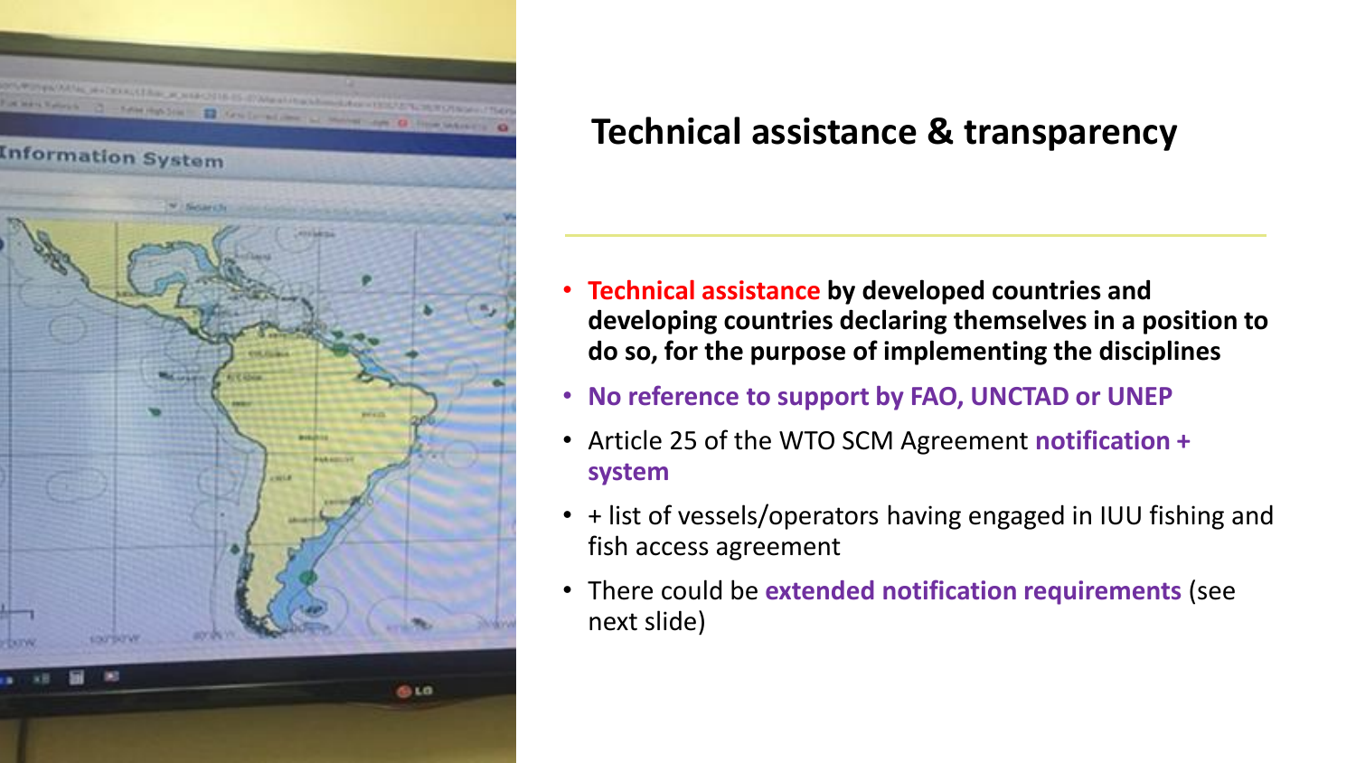## Technical assistance & transparency

- **Technical assistance by developed countries and developing countries declaring themselves in a position to do so, for the purpose of implementing the disciplines**
- **No reference to support by FAO, UNCTAD or UNEP**
- Article 25 of the WTO SCM Agreement **notification + system**
- + list of vessels/operators having engaged in IUU fishing and fish access agreement
- There could be **extended notification requirements** (see next slide)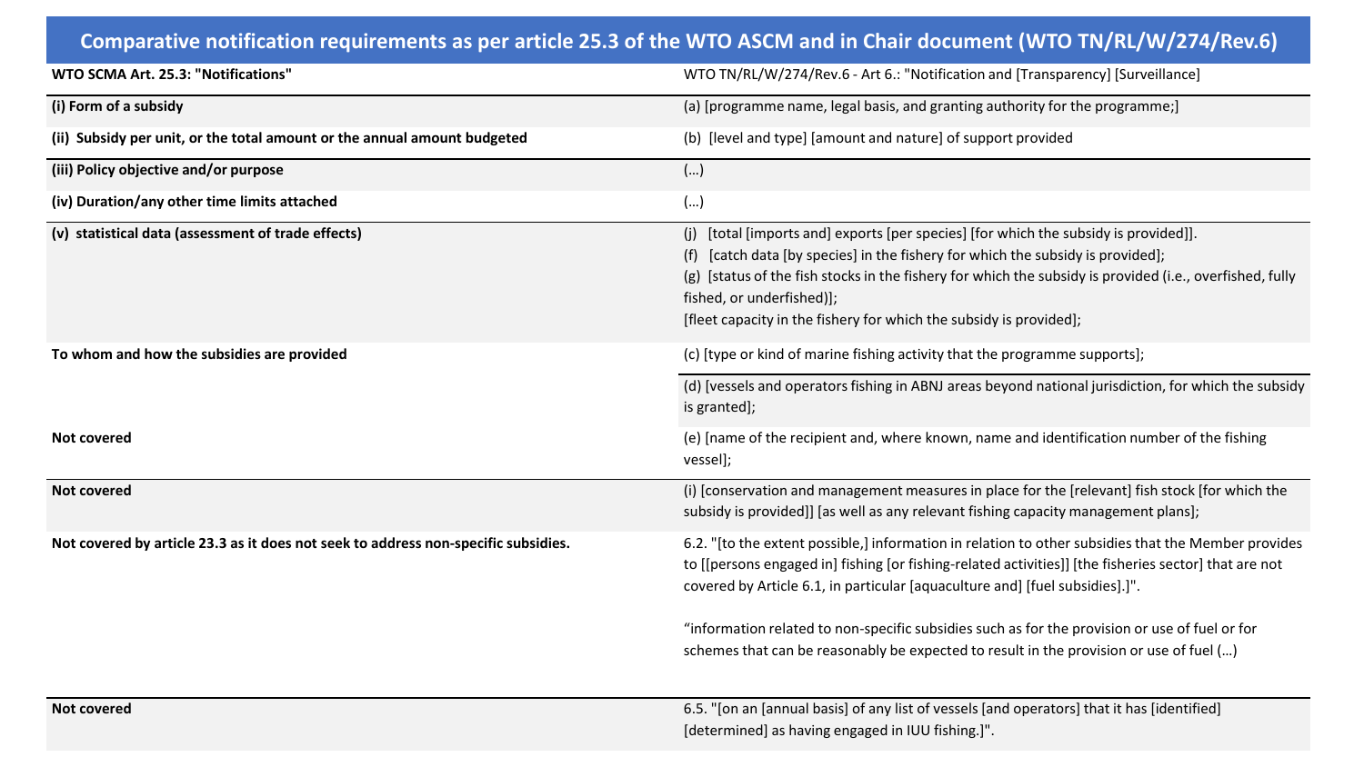## Comparative notification requirements as per article 25.3 of the WTO ASCM and in Chair document (WTO TN/RL/W/274/Rev.6)

| WTO SCMA Art. 25.3: "Notifications" | WTO TN/RL/W/274/Rev.6 - Art 6.: "Notification and [Transparency] [Surveillance] |
|---|---|
| **(i) Form of a subsidy** | (a) [programme name, legal basis, and granting authority for the programme;] |
| **(ii) Subsidy per unit, or the total amount or the annual amount budgeted** | (b) [level and type] [amount and nature] of support provided |
| **(iii) Policy objective and/or purpose** | (…) |
| **(iv) Duration/any other time limits attached** | (…) |
| **(v) statistical data (assessment of trade effects)** | (j) [total [imports and] exports [per species] [for which the subsidy is provided]].<br>(f) [catch data [by species] in the fishery for which the subsidy is provided];<br>(g) [status of the fish stocks in the fishery for which the subsidy is provided (i.e., overfished, fully fished, or underfished)];<br>[fleet capacity in the fishery for which the subsidy is provided]; |
| **To whom and how the subsidies are provided** | (c) [type or kind of marine fishing activity that the programme supports];<br>(d) [vessels and operators fishing in ABNJ areas beyond national jurisdiction, for which the subsidy is granted]; |
| **Not covered** | (e) [name of the recipient and, where known, name and identification number of the fishing vessel]; |
| **Not covered** | (i) [conservation and management measures in place for the [relevant] fish stock [for which the subsidy is provided]] [as well as any relevant fishing capacity management plans]; |
| **Not covered by article 23.3 as it does not seek to address non-specific subsidies.** | 6.2. "[to the extent possible,] information in relation to other subsidies that the Member provides to [[persons engaged in] fishing [or fishing-related activities]] [the fisheries sector] that are not covered by Article 6.1, in particular [aquaculture and] [fuel subsidies].]".<br><br>"information related to non-specific subsidies such as for the provision or use of fuel or for schemes that can be reasonably be expected to result in the provision or use of fuel (…) |
| **Not covered** | 6.5. "[on an [annual basis] of any list of vessels [and operators] that it has [identified] [determined] as having engaged in IUU fishing.]". |